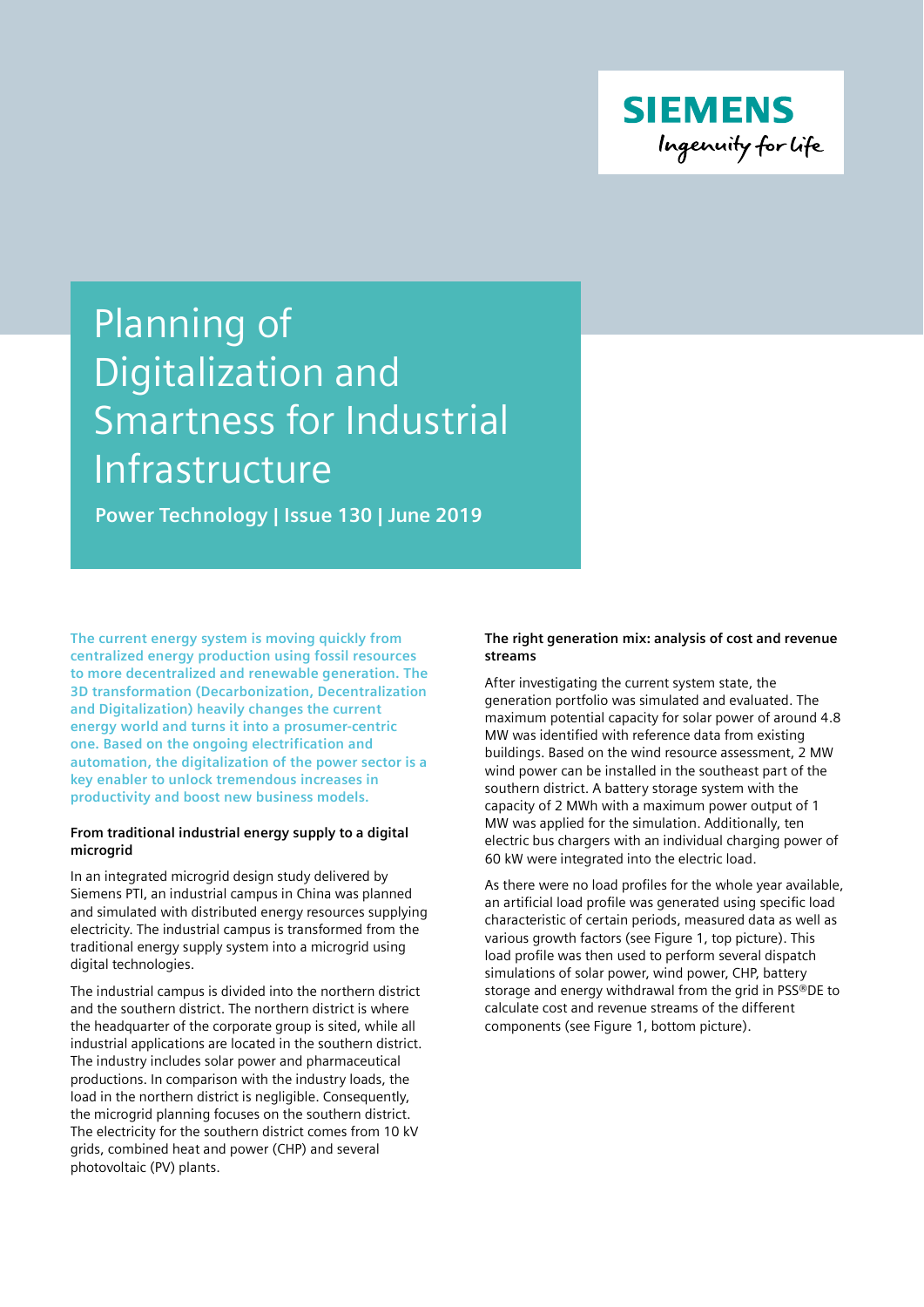SIEMENS

Ingenuity for life

# Planning of Digitalization and Smartness for Industrial Infrastructure

**Power Technology | Issue 130 | June 2019**

**The current energy system is moving quickly from centralized energy production using fossil resources to more decentralized and renewable generation. The 3D transformation (Decarbonization, Decentralization and Digitalization) heavily changes the current energy world and turns it into a prosumer-centric one. Based on the ongoing electrification and automation, the digitalization of the power sector is a key enabler to unlock tremendous increases in productivity and boost new business models.**

### From traditional industrial energy supply to a digital microgrid

In an integrated microgrid design study delivered by Siemens PTI, an industrial campus in China was planned and simulated with distributed energy resources supplying electricity. The industrial campus is transformed from the traditional energy supply system into a microgrid using digital technologies.

The industrial campus is divided into the northern district and the southern district. The northern district is where the headquarter of the corporate group is sited, while all industrial applications are located in the southern district. The industry includes solar power and pharmaceutical productions. In comparison with the industry loads, the load in the northern district is negligible. Consequently, the microgrid planning focuses on the southern district. The electricity for the southern district comes from 10 kV grids, combined heat and power (CHP) and several photovoltaic (PV) plants.

### The right generation mix: analysis of cost and revenue streams

After investigating the current system state, the generation portfolio was simulated and evaluated. The maximum potential capacity for solar power of around 4.8 MW was identified with reference data from existing buildings. Based on the wind resource assessment, 2 MW wind power can be installed in the southeast part of the southern district. A battery storage system with the capacity of 2 MWh with a maximum power output of 1 MW was applied for the simulation. Additionally, ten electric bus chargers with an individual charging power of 60 kW were integrated into the electric load.

As there were no load profiles for the whole year available, an artificial load profile was generated using specific load characteristic of certain periods, measured data as well as various growth factors (see Figure 1, top picture). This load profile was then used to perform several dispatch simulations of solar power, wind power, CHP, battery storage and energy withdrawal from the grid in PSS®DE to calculate cost and revenue streams of the different components (see Figure 1, bottom picture).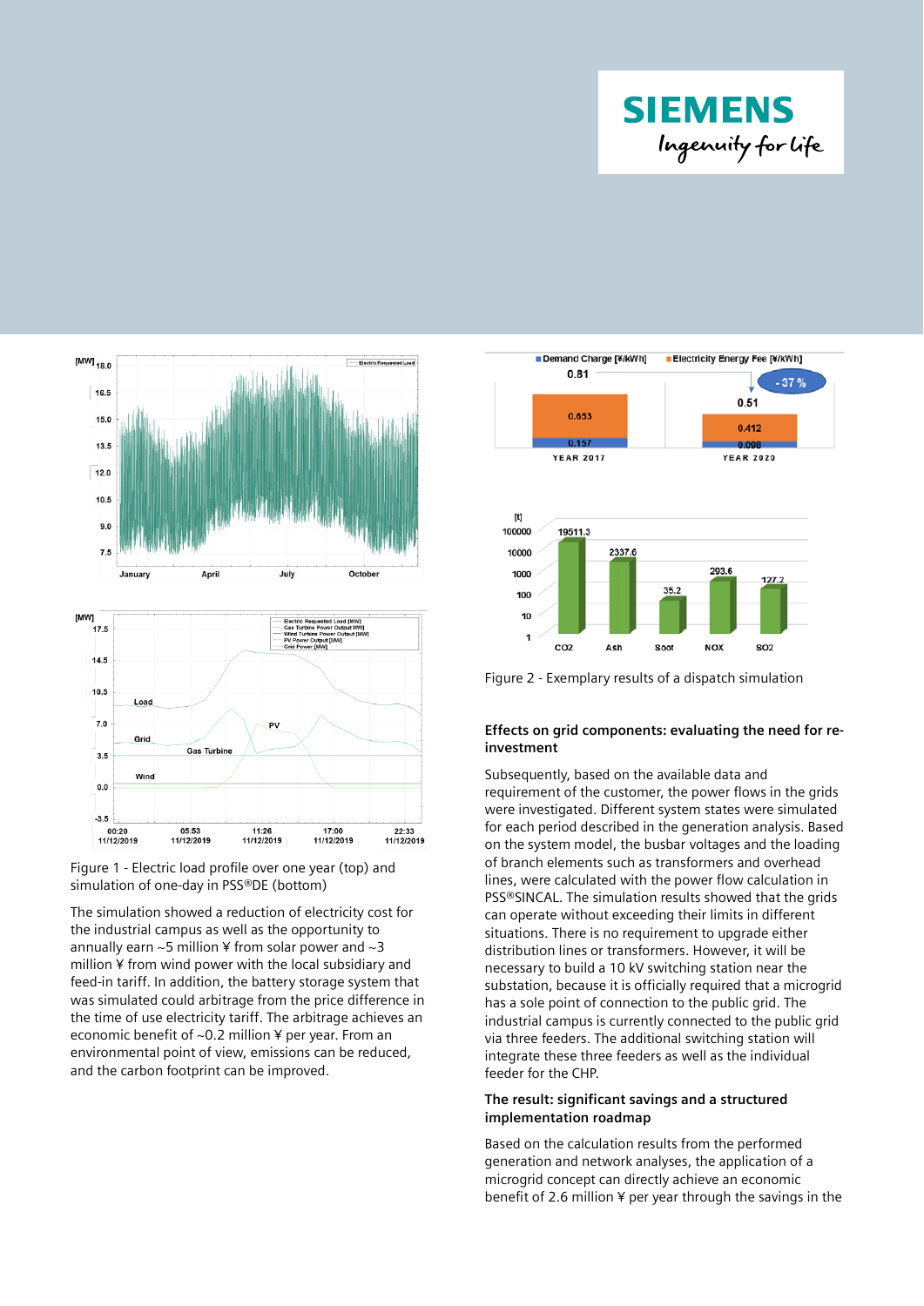Figure 1 - Electric load profile over one year (top) and simulation of one-day in PSS®DE (bottom)

The simulation showed a reduction of electricity cost for the industrial campus as well as the opportunity to annually earn ~5 million ¥ from solar power and ~3 million ¥ from wind power with the local subsidiary and feed-in tariff. In addition, the battery storage system that was simulated could arbitrage from the price difference in the time of use electricity tariff. The arbitrage achieves an economic benefit of ~0.2 million ¥ per year. From an environmental point of view, emissions can be reduced, and the carbon footprint can be improved.

Figure 2 - Exemplary results of a dispatch simulation

### Effects on grid components: evaluating the need for re-investment

Subsequently, based on the available data and requirement of the customer, the power flows in the grids were investigated. Different system states were simulated for each period described in the generation analysis. Based on the system model, the busbar voltages and the loading of branch elements such as transformers and overhead lines, were calculated with the power flow calculation in PSS®SINCAL. The simulation results showed that the grids can operate without exceeding their limits in different situations. There is no requirement to upgrade either distribution lines or transformers. However, it will be necessary to build a 10 kV switching station near the substation, because it is officially required that a microgrid has a sole point of connection to the public grid. The industrial campus is currently connected to the public grid via three feeders. The additional switching station will integrate these three feeders as well as the individual feeder for the CHP.

### The result: significant savings and a structured implementation roadmap

Based on the calculation results from the performed generation and network analyses, the application of a microgrid concept can directly achieve an economic benefit of 2.6 million ¥ per year through the savings in the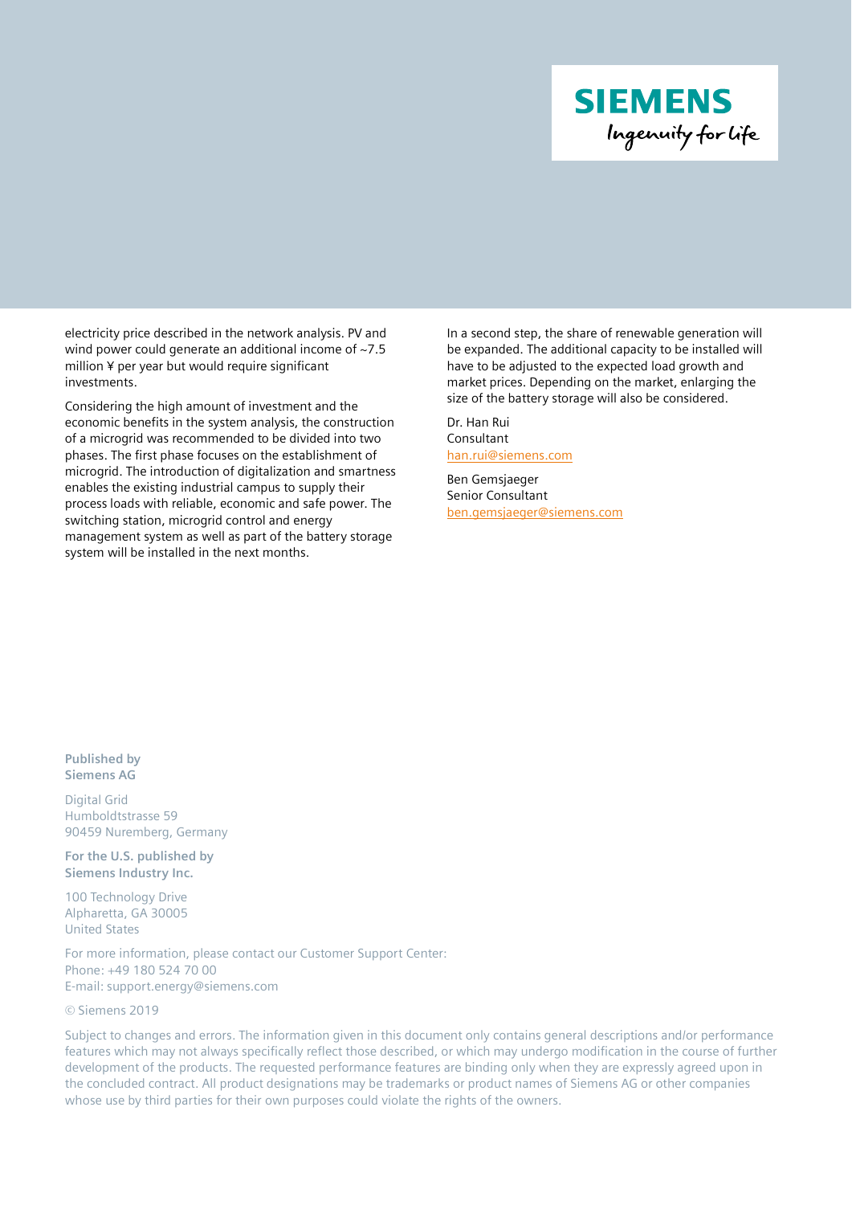electricity price described in the network analysis. PV and wind power could generate an additional income of ~7.5 million ¥ per year but would require significant investments.

Considering the high amount of investment and the economic benefits in the system analysis, the construction of a microgrid was recommended to be divided into two phases. The first phase focuses on the establishment of microgrid. The introduction of digitalization and smartness enables the existing industrial campus to supply their process loads with reliable, economic and safe power. The switching station, microgrid control and energy management system as well as part of the battery storage system will be installed in the next months.

In a second step, the share of renewable generation will be expanded. The additional capacity to be installed will have to be adjusted to the expected load growth and market prices. Depending on the market, enlarging the size of the battery storage will also be considered.

Dr. Han Rui
Consultant
han.rui@siemens.com

Ben Gemsjaeger
Senior Consultant
ben.gemsjaeger@siemens.com

**Published by**
**Siemens AG**

Digital Grid
Humboldtstrasse 59
90459 Nuremberg, Germany

**For the U.S. published by**
**Siemens Industry Inc.**

100 Technology Drive
Alpharetta, GA 30005
United States

For more information, please contact our Customer Support Center:
Phone: +49 180 524 70 00
E-mail: support.energy@siemens.com

© Siemens 2019

Subject to changes and errors. The information given in this document only contains general descriptions and/or performance features which may not always specifically reflect those described, or which may undergo modification in the course of further development of the products. The requested performance features are binding only when they are expressly agreed upon in the concluded contract. All product designations may be trademarks or product names of Siemens AG or other companies whose use by third parties for their own purposes could violate the rights of the owners.